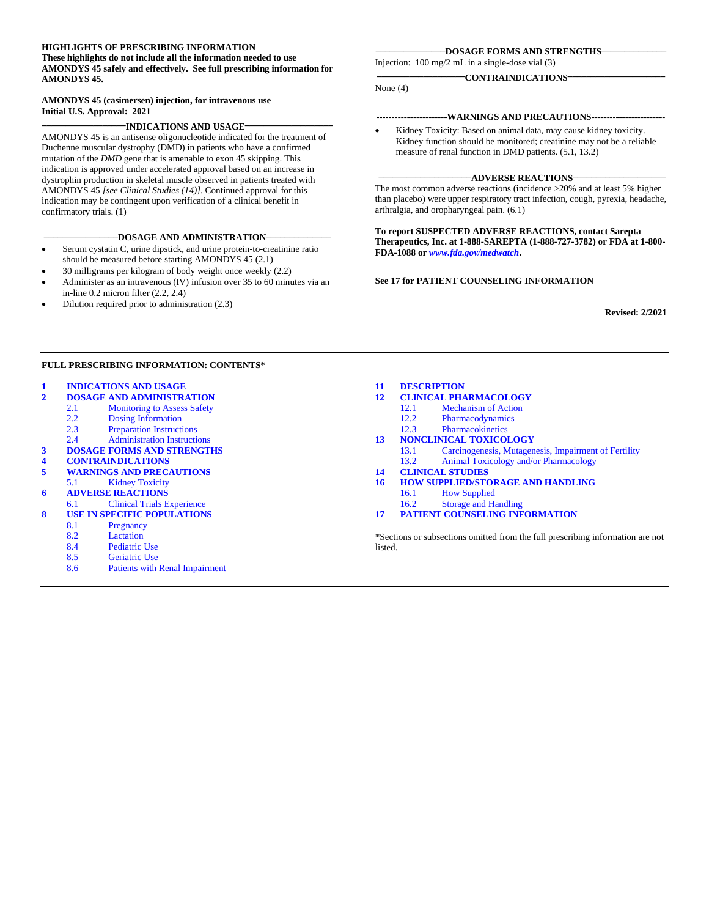**HIGHLIGHTS OF PRESCRIBING INFORMATION**
**These highlights do not include all the information needed to use AMONDYS 45 safely and effectively. See full prescribing information for AMONDYS 45.**

**AMONDYS 45 (casimersen) injection, for intravenous use**
**Initial U.S. Approval: 2021**

**INDICATIONS AND USAGE**

AMONDYS 45 is an antisense oligonucleotide indicated for the treatment of Duchenne muscular dystrophy (DMD) in patients who have a confirmed mutation of the *DMD* gene that is amenable to exon 45 skipping. This indication is approved under accelerated approval based on an increase in dystrophin production in skeletal muscle observed in patients treated with AMONDYS 45 *[see Clinical Studies (14)]*. Continued approval for this indication may be contingent upon verification of a clinical benefit in confirmatory trials. (1)

**DOSAGE AND ADMINISTRATION**

- Serum cystatin C, urine dipstick, and urine protein-to-creatinine ratio should be measured before starting AMONDYS 45 (2.1)
- 30 milligrams per kilogram of body weight once weekly (2.2)
- Administer as an intravenous (IV) infusion over 35 to 60 minutes via an in-line 0.2 micron filter (2.2, 2.4)
- Dilution required prior to administration (2.3)

**DOSAGE FORMS AND STRENGTHS**

Injection: 100 mg/2 mL in a single-dose vial (3)

**CONTRAINDICATIONS**

None (4)

**WARNINGS AND PRECAUTIONS**

- Kidney Toxicity: Based on animal data, may cause kidney toxicity. Kidney function should be monitored; creatinine may not be a reliable measure of renal function in DMD patients. (5.1, 13.2)

**ADVERSE REACTIONS**

The most common adverse reactions (incidence >20% and at least 5% higher than placebo) were upper respiratory tract infection, cough, pyrexia, headache, arthralgia, and oropharyngeal pain. (6.1)

**To report SUSPECTED ADVERSE REACTIONS, contact Sarepta Therapeutics, Inc. at 1-888-SAREPTA (1-888-727-3782) or FDA at 1-800-FDA-1088 or *www.fda.gov/medwatch*.**

**See 17 for PATIENT COUNSELING INFORMATION**

**Revised: 2/2021**

---

**FULL PRESCRIBING INFORMATION: CONTENTS***

**1 INDICATIONS AND USAGE**
**2 DOSAGE AND ADMINISTRATION**
- 2.1 Monitoring to Assess Safety
- 2.2 Dosing Information
- 2.3 Preparation Instructions
- 2.4 Administration Instructions

**3 DOSAGE FORMS AND STRENGTHS**
**4 CONTRAINDICATIONS**
**5 WARNINGS AND PRECAUTIONS**
- 5.1 Kidney Toxicity

**6 ADVERSE REACTIONS**
- 6.1 Clinical Trials Experience

**8 USE IN SPECIFIC POPULATIONS**
- 8.1 Pregnancy
- 8.2 Lactation
- 8.4 Pediatric Use
- 8.5 Geriatric Use
- 8.6 Patients with Renal Impairment

**11 DESCRIPTION**
**12 CLINICAL PHARMACOLOGY**
- 12.1 Mechanism of Action
- 12.2 Pharmacodynamics
- 12.3 Pharmacokinetics

**13 NONCLINICAL TOXICOLOGY**
- 13.1 Carcinogenesis, Mutagenesis, Impairment of Fertility
- 13.2 Animal Toxicology and/or Pharmacology

**14 CLINICAL STUDIES**
**16 HOW SUPPLIED/STORAGE AND HANDLING**
- 16.1 How Supplied
- 16.2 Storage and Handling

**17 PATIENT COUNSELING INFORMATION**

*Sections or subsections omitted from the full prescribing information are not listed.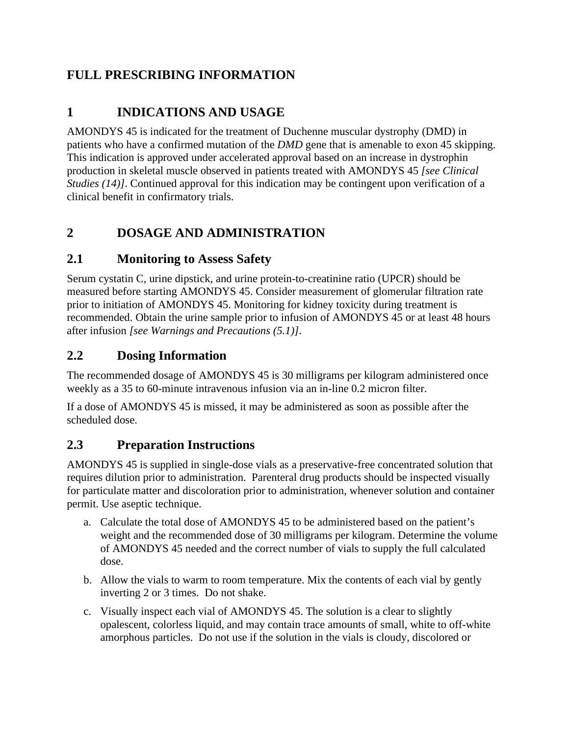# FULL PRESCRIBING INFORMATION

## 1 INDICATIONS AND USAGE

AMONDYS 45 is indicated for the treatment of Duchenne muscular dystrophy (DMD) in patients who have a confirmed mutation of the *DMD* gene that is amenable to exon 45 skipping. This indication is approved under accelerated approval based on an increase in dystrophin production in skeletal muscle observed in patients treated with AMONDYS 45 *[see Clinical Studies (14)]*. Continued approval for this indication may be contingent upon verification of a clinical benefit in confirmatory trials.

## 2 DOSAGE AND ADMINISTRATION

### 2.1 Monitoring to Assess Safety

Serum cystatin C, urine dipstick, and urine protein-to-creatinine ratio (UPCR) should be measured before starting AMONDYS 45. Consider measurement of glomerular filtration rate prior to initiation of AMONDYS 45. Monitoring for kidney toxicity during treatment is recommended. Obtain the urine sample prior to infusion of AMONDYS 45 or at least 48 hours after infusion *[see Warnings and Precautions (5.1)]*.

### 2.2 Dosing Information

The recommended dosage of AMONDYS 45 is 30 milligrams per kilogram administered once weekly as a 35 to 60-minute intravenous infusion via an in-line 0.2 micron filter.

If a dose of AMONDYS 45 is missed, it may be administered as soon as possible after the scheduled dose.

### 2.3 Preparation Instructions

AMONDYS 45 is supplied in single-dose vials as a preservative-free concentrated solution that requires dilution prior to administration. Parenteral drug products should be inspected visually for particulate matter and discoloration prior to administration, whenever solution and container permit. Use aseptic technique.

a. Calculate the total dose of AMONDYS 45 to be administered based on the patient's weight and the recommended dose of 30 milligrams per kilogram. Determine the volume of AMONDYS 45 needed and the correct number of vials to supply the full calculated dose.

b. Allow the vials to warm to room temperature. Mix the contents of each vial by gently inverting 2 or 3 times. Do not shake.

c. Visually inspect each vial of AMONDYS 45. The solution is a clear to slightly opalescent, colorless liquid, and may contain trace amounts of small, white to off-white amorphous particles. Do not use if the solution in the vials is cloudy, discolored or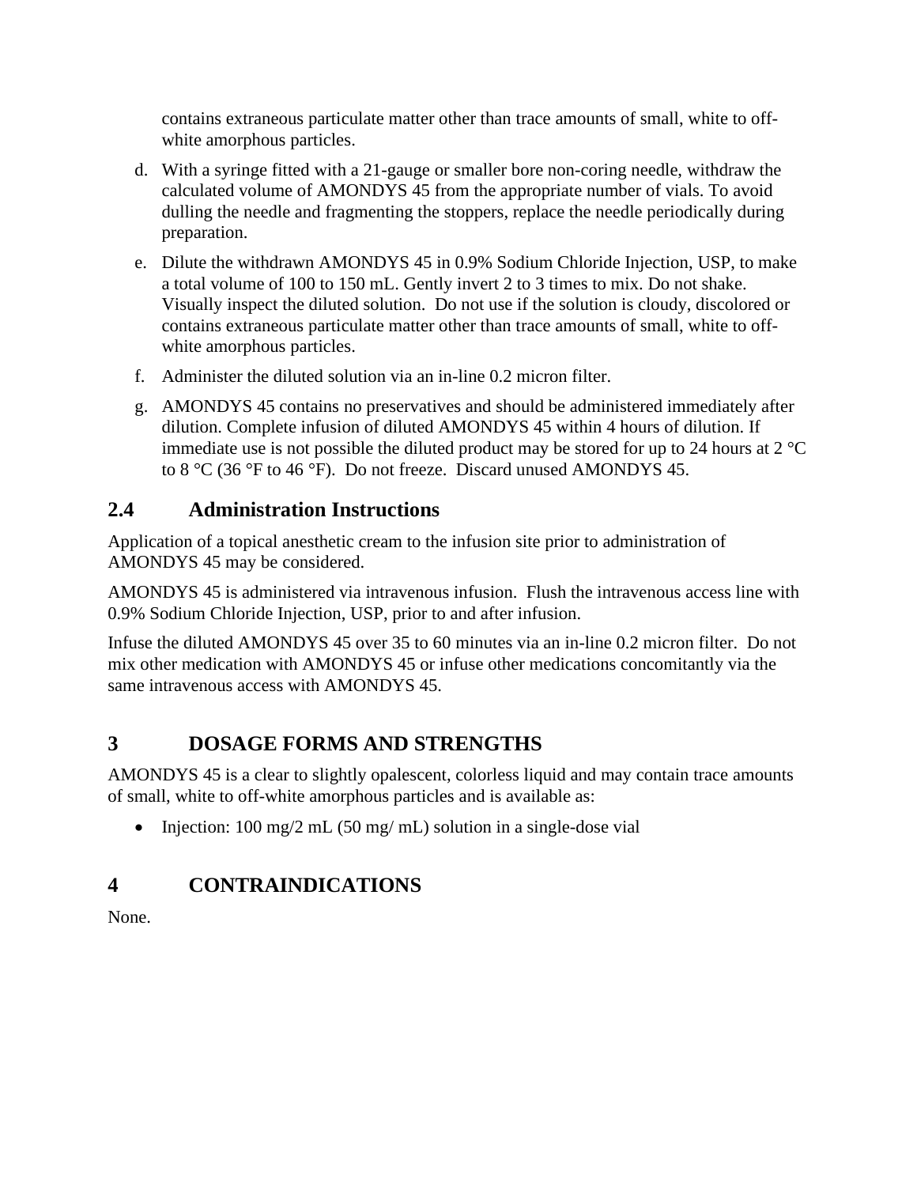contains extraneous particulate matter other than trace amounts of small, white to off-white amorphous particles.

d. With a syringe fitted with a 21-gauge or smaller bore non-coring needle, withdraw the calculated volume of AMONDYS 45 from the appropriate number of vials. To avoid dulling the needle and fragmenting the stoppers, replace the needle periodically during preparation.

e. Dilute the withdrawn AMONDYS 45 in 0.9% Sodium Chloride Injection, USP, to make a total volume of 100 to 150 mL. Gently invert 2 to 3 times to mix. Do not shake. Visually inspect the diluted solution. Do not use if the solution is cloudy, discolored or contains extraneous particulate matter other than trace amounts of small, white to off-white amorphous particles.

f. Administer the diluted solution via an in-line 0.2 micron filter.

g. AMONDYS 45 contains no preservatives and should be administered immediately after dilution. Complete infusion of diluted AMONDYS 45 within 4 hours of dilution. If immediate use is not possible the diluted product may be stored for up to 24 hours at 2 °C to 8 °C (36 °F to 46 °F). Do not freeze. Discard unused AMONDYS 45.

## 2.4 Administration Instructions

Application of a topical anesthetic cream to the infusion site prior to administration of AMONDYS 45 may be considered.

AMONDYS 45 is administered via intravenous infusion. Flush the intravenous access line with 0.9% Sodium Chloride Injection, USP, prior to and after infusion.

Infuse the diluted AMONDYS 45 over 35 to 60 minutes via an in-line 0.2 micron filter. Do not mix other medication with AMONDYS 45 or infuse other medications concomitantly via the same intravenous access with AMONDYS 45.

# 3 DOSAGE FORMS AND STRENGTHS

AMONDYS 45 is a clear to slightly opalescent, colorless liquid and may contain trace amounts of small, white to off-white amorphous particles and is available as:

- Injection: 100 mg/2 mL (50 mg/ mL) solution in a single-dose vial

# 4 CONTRAINDICATIONS

None.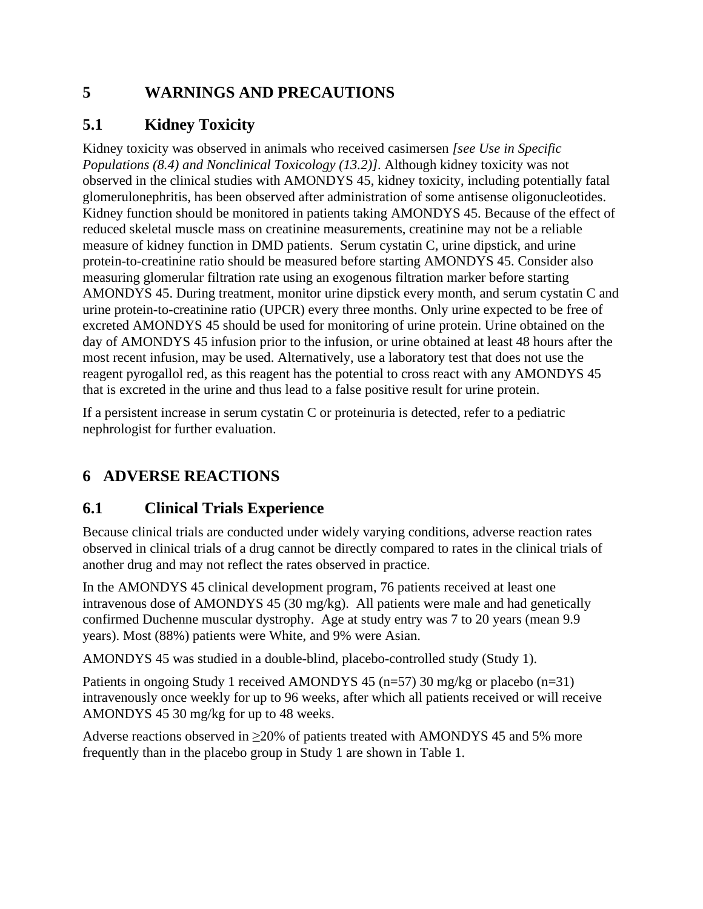# 5 WARNINGS AND PRECAUTIONS

## 5.1 Kidney Toxicity

Kidney toxicity was observed in animals who received casimersen *[see Use in Specific Populations (8.4) and Nonclinical Toxicology (13.2)]*. Although kidney toxicity was not observed in the clinical studies with AMONDYS 45, kidney toxicity, including potentially fatal glomerulonephritis, has been observed after administration of some antisense oligonucleotides. Kidney function should be monitored in patients taking AMONDYS 45. Because of the effect of reduced skeletal muscle mass on creatinine measurements, creatinine may not be a reliable measure of kidney function in DMD patients. Serum cystatin C, urine dipstick, and urine protein-to-creatinine ratio should be measured before starting AMONDYS 45. Consider also measuring glomerular filtration rate using an exogenous filtration marker before starting AMONDYS 45. During treatment, monitor urine dipstick every month, and serum cystatin C and urine protein-to-creatinine ratio (UPCR) every three months. Only urine expected to be free of excreted AMONDYS 45 should be used for monitoring of urine protein. Urine obtained on the day of AMONDYS 45 infusion prior to the infusion, or urine obtained at least 48 hours after the most recent infusion, may be used. Alternatively, use a laboratory test that does not use the reagent pyrogallol red, as this reagent has the potential to cross react with any AMONDYS 45 that is excreted in the urine and thus lead to a false positive result for urine protein.

If a persistent increase in serum cystatin C or proteinuria is detected, refer to a pediatric nephrologist for further evaluation.

# 6 ADVERSE REACTIONS

## 6.1 Clinical Trials Experience

Because clinical trials are conducted under widely varying conditions, adverse reaction rates observed in clinical trials of a drug cannot be directly compared to rates in the clinical trials of another drug and may not reflect the rates observed in practice.

In the AMONDYS 45 clinical development program, 76 patients received at least one intravenous dose of AMONDYS 45 (30 mg/kg). All patients were male and had genetically confirmed Duchenne muscular dystrophy. Age at study entry was 7 to 20 years (mean 9.9 years). Most (88%) patients were White, and 9% were Asian.

AMONDYS 45 was studied in a double-blind, placebo-controlled study (Study 1).

Patients in ongoing Study 1 received AMONDYS 45 (n=57) 30 mg/kg or placebo (n=31) intravenously once weekly for up to 96 weeks, after which all patients received or will receive AMONDYS 45 30 mg/kg for up to 48 weeks.

Adverse reactions observed in ≥20% of patients treated with AMONDYS 45 and 5% more frequently than in the placebo group in Study 1 are shown in Table 1.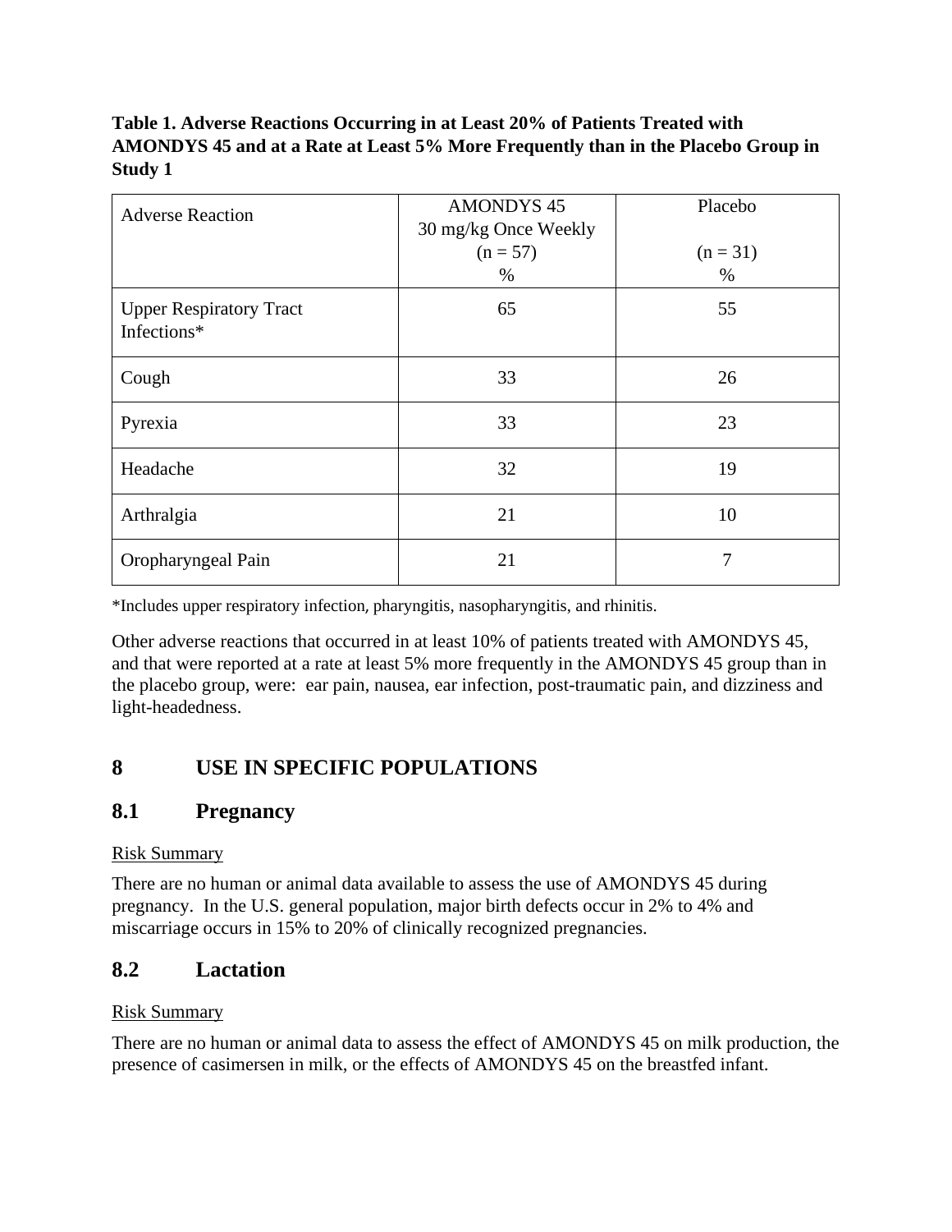**Table 1. Adverse Reactions Occurring in at Least 20% of Patients Treated with AMONDYS 45 and at a Rate at Least 5% More Frequently than in the Placebo Group in Study 1**

| Adverse Reaction | AMONDYS 45 30 mg/kg Once Weekly (n = 57) % | Placebo (n = 31) % |
|---|---|---|
| Upper Respiratory Tract Infections* | 65 | 55 |
| Cough | 33 | 26 |
| Pyrexia | 33 | 23 |
| Headache | 32 | 19 |
| Arthralgia | 21 | 10 |
| Oropharyngeal Pain | 21 | 7 |

*Includes upper respiratory infection, pharyngitis, nasopharyngitis, and rhinitis.

Other adverse reactions that occurred in at least 10% of patients treated with AMONDYS 45, and that were reported at a rate at least 5% more frequently in the AMONDYS 45 group than in the placebo group, were: ear pain, nausea, ear infection, post-traumatic pain, and dizziness and light-headedness.

# 8 USE IN SPECIFIC POPULATIONS

## 8.1 Pregnancy

Risk Summary

There are no human or animal data available to assess the use of AMONDYS 45 during pregnancy. In the U.S. general population, major birth defects occur in 2% to 4% and miscarriage occurs in 15% to 20% of clinically recognized pregnancies.

## 8.2 Lactation

Risk Summary

There are no human or animal data to assess the effect of AMONDYS 45 on milk production, the presence of casimersen in milk, or the effects of AMONDYS 45 on the breastfed infant.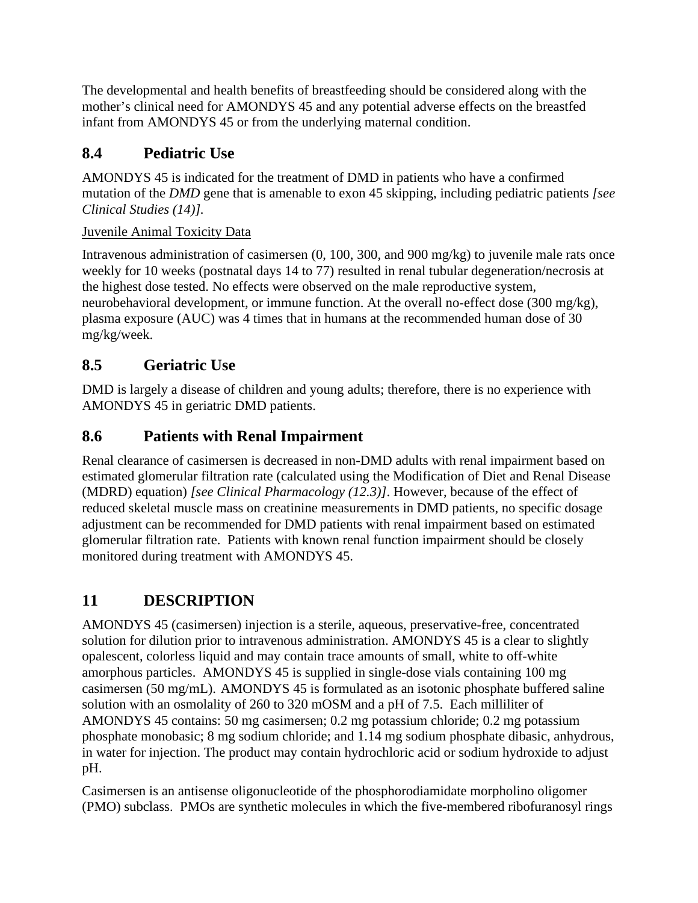The developmental and health benefits of breastfeeding should be considered along with the mother's clinical need for AMONDYS 45 and any potential adverse effects on the breastfed infant from AMONDYS 45 or from the underlying maternal condition.

## 8.4 Pediatric Use

AMONDYS 45 is indicated for the treatment of DMD in patients who have a confirmed mutation of the *DMD* gene that is amenable to exon 45 skipping, including pediatric patients *[see Clinical Studies (14)]*.

Juvenile Animal Toxicity Data

Intravenous administration of casimersen (0, 100, 300, and 900 mg/kg) to juvenile male rats once weekly for 10 weeks (postnatal days 14 to 77) resulted in renal tubular degeneration/necrosis at the highest dose tested. No effects were observed on the male reproductive system, neurobehavioral development, or immune function. At the overall no-effect dose (300 mg/kg), plasma exposure (AUC) was 4 times that in humans at the recommended human dose of 30 mg/kg/week.

## 8.5 Geriatric Use

DMD is largely a disease of children and young adults; therefore, there is no experience with AMONDYS 45 in geriatric DMD patients.

## 8.6 Patients with Renal Impairment

Renal clearance of casimersen is decreased in non-DMD adults with renal impairment based on estimated glomerular filtration rate (calculated using the Modification of Diet and Renal Disease (MDRD) equation) *[see Clinical Pharmacology (12.3)]*. However, because of the effect of reduced skeletal muscle mass on creatinine measurements in DMD patients, no specific dosage adjustment can be recommended for DMD patients with renal impairment based on estimated glomerular filtration rate. Patients with known renal function impairment should be closely monitored during treatment with AMONDYS 45.

# 11 DESCRIPTION

AMONDYS 45 (casimersen) injection is a sterile, aqueous, preservative-free, concentrated solution for dilution prior to intravenous administration. AMONDYS 45 is a clear to slightly opalescent, colorless liquid and may contain trace amounts of small, white to off-white amorphous particles. AMONDYS 45 is supplied in single-dose vials containing 100 mg casimersen (50 mg/mL). AMONDYS 45 is formulated as an isotonic phosphate buffered saline solution with an osmolality of 260 to 320 mOSM and a pH of 7.5. Each milliliter of AMONDYS 45 contains: 50 mg casimersen; 0.2 mg potassium chloride; 0.2 mg potassium phosphate monobasic; 8 mg sodium chloride; and 1.14 mg sodium phosphate dibasic, anhydrous, in water for injection. The product may contain hydrochloric acid or sodium hydroxide to adjust pH.

Casimersen is an antisense oligonucleotide of the phosphorodiamidate morpholino oligomer (PMO) subclass. PMOs are synthetic molecules in which the five-membered ribofuranosyl rings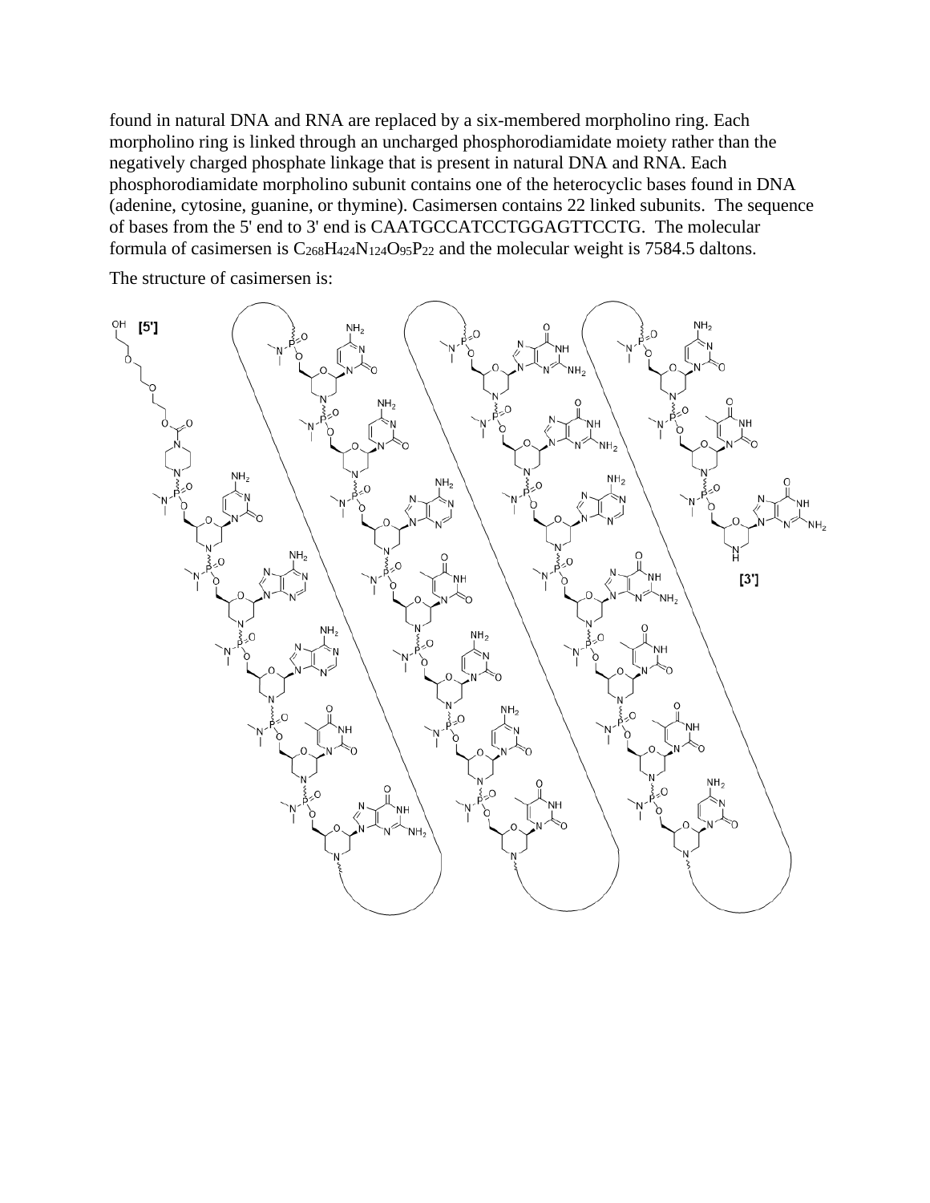found in natural DNA and RNA are replaced by a six-membered morpholino ring. Each morpholino ring is linked through an uncharged phosphorodiamidate moiety rather than the negatively charged phosphate linkage that is present in natural DNA and RNA. Each phosphorodiamidate morpholino subunit contains one of the heterocyclic bases found in DNA (adenine, cytosine, guanine, or thymine). Casimersen contains 22 linked subunits. The sequence of bases from the 5' end to 3' end is CAATGCCATCCTGGAGTTCCTG. The molecular formula of casimersen is $C_{268}H_{424}N_{124}O_{95}P_{22}$ and the molecular weight is 7584.5 daltons.

The structure of casimersen is: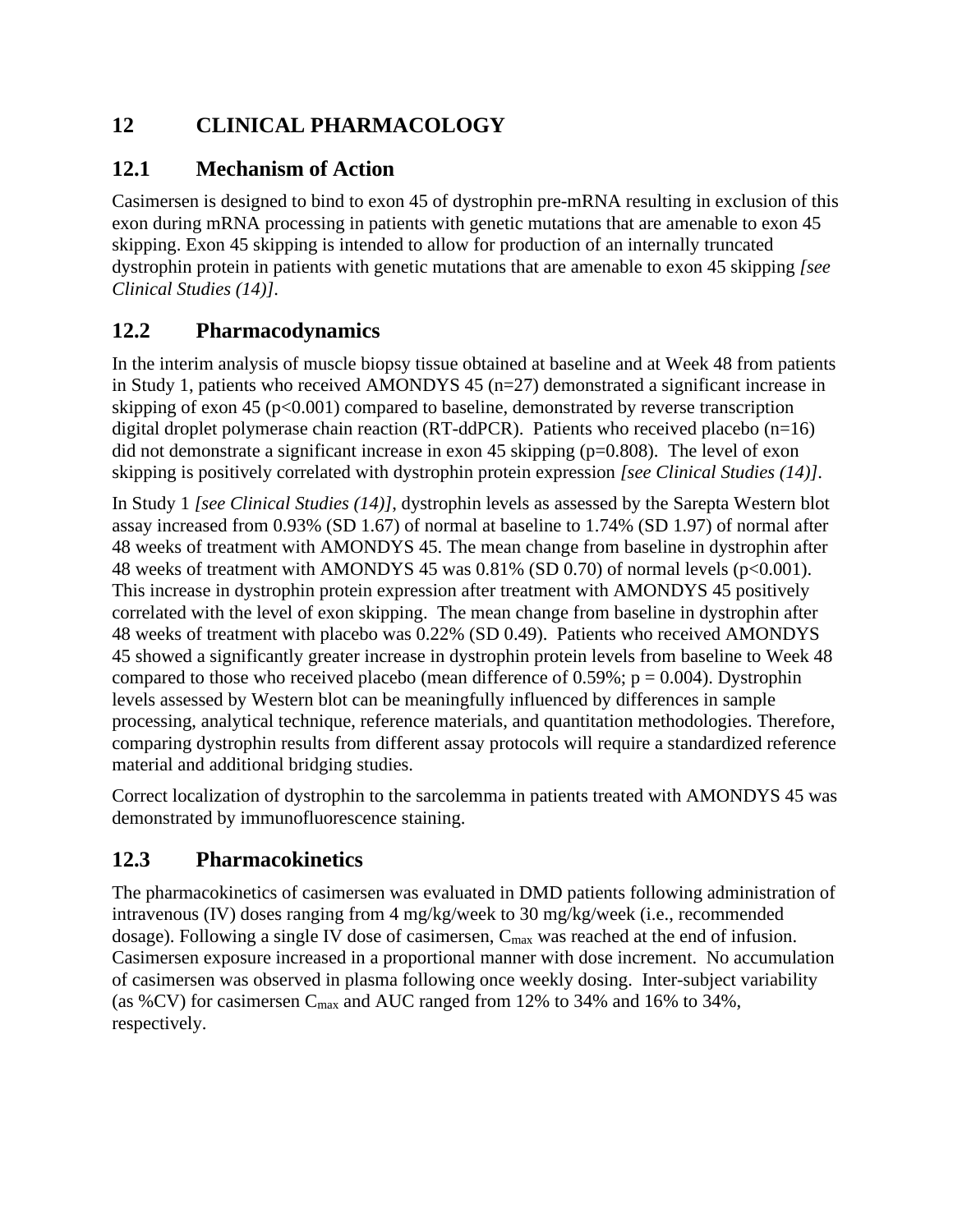# 12 CLINICAL PHARMACOLOGY

## 12.1 Mechanism of Action

Casimersen is designed to bind to exon 45 of dystrophin pre-mRNA resulting in exclusion of this exon during mRNA processing in patients with genetic mutations that are amenable to exon 45 skipping. Exon 45 skipping is intended to allow for production of an internally truncated dystrophin protein in patients with genetic mutations that are amenable to exon 45 skipping *[see Clinical Studies (14)]*.

## 12.2 Pharmacodynamics

In the interim analysis of muscle biopsy tissue obtained at baseline and at Week 48 from patients in Study 1, patients who received AMONDYS 45 (n=27) demonstrated a significant increase in skipping of exon 45 ($p<0.001$) compared to baseline, demonstrated by reverse transcription digital droplet polymerase chain reaction (RT-ddPCR). Patients who received placebo (n=16) did not demonstrate a significant increase in exon 45 skipping ($p=0.808$). The level of exon skipping is positively correlated with dystrophin protein expression *[see Clinical Studies (14)]*.

In Study 1 *[see Clinical Studies (14)]*, dystrophin levels as assessed by the Sarepta Western blot assay increased from 0.93% (SD 1.67) of normal at baseline to 1.74% (SD 1.97) of normal after 48 weeks of treatment with AMONDYS 45. The mean change from baseline in dystrophin after 48 weeks of treatment with AMONDYS 45 was 0.81% (SD 0.70) of normal levels ($p<0.001$). This increase in dystrophin protein expression after treatment with AMONDYS 45 positively correlated with the level of exon skipping. The mean change from baseline in dystrophin after 48 weeks of treatment with placebo was 0.22% (SD 0.49). Patients who received AMONDYS 45 showed a significantly greater increase in dystrophin protein levels from baseline to Week 48 compared to those who received placebo (mean difference of 0.59%; $p = 0.004$). Dystrophin levels assessed by Western blot can be meaningfully influenced by differences in sample processing, analytical technique, reference materials, and quantitation methodologies. Therefore, comparing dystrophin results from different assay protocols will require a standardized reference material and additional bridging studies.

Correct localization of dystrophin to the sarcolemma in patients treated with AMONDYS 45 was demonstrated by immunofluorescence staining.

## 12.3 Pharmacokinetics

The pharmacokinetics of casimersen was evaluated in DMD patients following administration of intravenous (IV) doses ranging from 4 mg/kg/week to 30 mg/kg/week (i.e., recommended dosage). Following a single IV dose of casimersen, $C_{max}$ was reached at the end of infusion. Casimersen exposure increased in a proportional manner with dose increment. No accumulation of casimersen was observed in plasma following once weekly dosing. Inter-subject variability (as %CV) for casimersen $C_{max}$ and AUC ranged from 12% to 34% and 16% to 34%, respectively.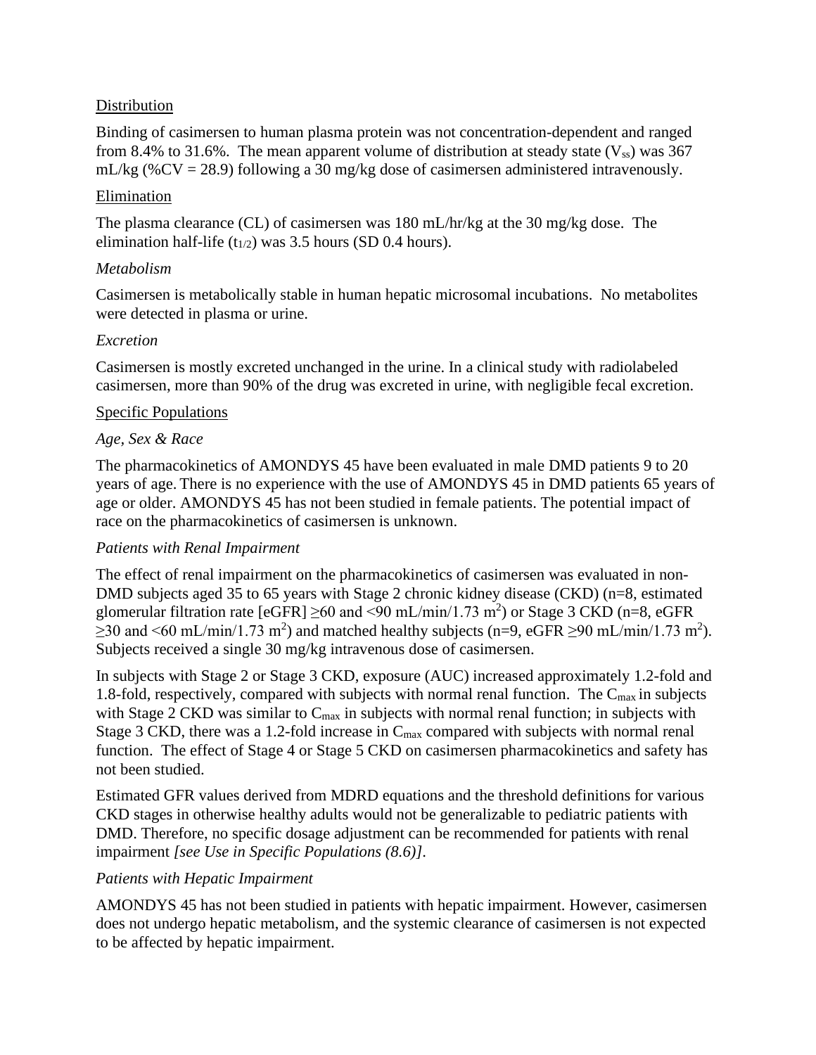Distribution

Binding of casimersen to human plasma protein was not concentration-dependent and ranged from 8.4% to 31.6%. The mean apparent volume of distribution at steady state ($V_{ss}$) was 367 mL/kg (%CV = 28.9) following a 30 mg/kg dose of casimersen administered intravenously.

Elimination

The plasma clearance (CL) of casimersen was 180 mL/hr/kg at the 30 mg/kg dose. The elimination half-life ($t_{1/2}$) was 3.5 hours (SD 0.4 hours).

*Metabolism*

Casimersen is metabolically stable in human hepatic microsomal incubations. No metabolites were detected in plasma or urine.

*Excretion*

Casimersen is mostly excreted unchanged in the urine. In a clinical study with radiolabeled casimersen, more than 90% of the drug was excreted in urine, with negligible fecal excretion.

Specific Populations

*Age, Sex & Race*

The pharmacokinetics of AMONDYS 45 have been evaluated in male DMD patients 9 to 20 years of age. There is no experience with the use of AMONDYS 45 in DMD patients 65 years of age or older. AMONDYS 45 has not been studied in female patients. The potential impact of race on the pharmacokinetics of casimersen is unknown.

*Patients with Renal Impairment*

The effect of renal impairment on the pharmacokinetics of casimersen was evaluated in non-DMD subjects aged 35 to 65 years with Stage 2 chronic kidney disease (CKD) (n=8, estimated glomerular filtration rate [eGFR] ≥60 and <90 mL/min/1.73 $m^2$) or Stage 3 CKD (n=8, eGFR ≥30 and <60 mL/min/1.73 $m^2$) and matched healthy subjects (n=9, eGFR ≥90 mL/min/1.73 $m^2$). Subjects received a single 30 mg/kg intravenous dose of casimersen.

In subjects with Stage 2 or Stage 3 CKD, exposure (AUC) increased approximately 1.2-fold and 1.8-fold, respectively, compared with subjects with normal renal function. The $C_{max}$ in subjects with Stage 2 CKD was similar to $C_{max}$ in subjects with normal renal function; in subjects with Stage 3 CKD, there was a 1.2-fold increase in $C_{max}$ compared with subjects with normal renal function. The effect of Stage 4 or Stage 5 CKD on casimersen pharmacokinetics and safety has not been studied.

Estimated GFR values derived from MDRD equations and the threshold definitions for various CKD stages in otherwise healthy adults would not be generalizable to pediatric patients with DMD. Therefore, no specific dosage adjustment can be recommended for patients with renal impairment *[see Use in Specific Populations (8.6)]*.

*Patients with Hepatic Impairment*

AMONDYS 45 has not been studied in patients with hepatic impairment. However, casimersen does not undergo hepatic metabolism, and the systemic clearance of casimersen is not expected to be affected by hepatic impairment.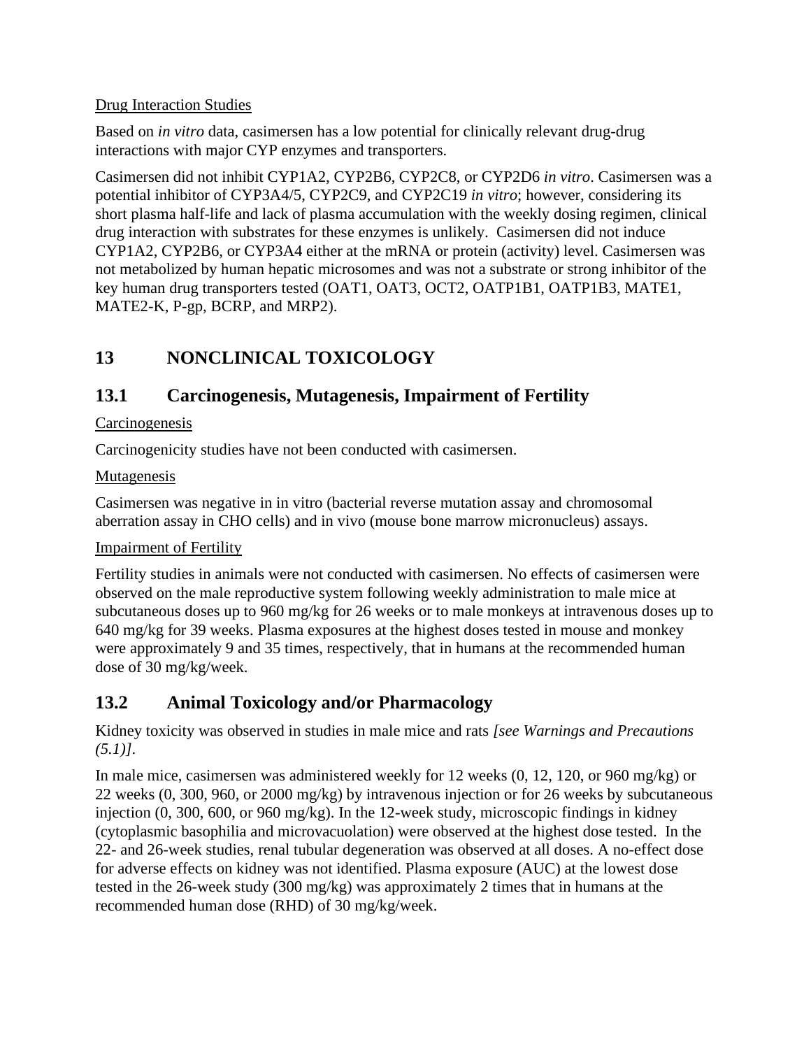Drug Interaction Studies

Based on *in vitro* data, casimersen has a low potential for clinically relevant drug-drug interactions with major CYP enzymes and transporters.

Casimersen did not inhibit CYP1A2, CYP2B6, CYP2C8, or CYP2D6 *in vitro*. Casimersen was a potential inhibitor of CYP3A4/5, CYP2C9, and CYP2C19 *in vitro*; however, considering its short plasma half-life and lack of plasma accumulation with the weekly dosing regimen, clinical drug interaction with substrates for these enzymes is unlikely. Casimersen did not induce CYP1A2, CYP2B6, or CYP3A4 either at the mRNA or protein (activity) level. Casimersen was not metabolized by human hepatic microsomes and was not a substrate or strong inhibitor of the key human drug transporters tested (OAT1, OAT3, OCT2, OATP1B1, OATP1B3, MATE1, MATE2-K, P-gp, BCRP, and MRP2).

# 13 NONCLINICAL TOXICOLOGY

## 13.1 Carcinogenesis, Mutagenesis, Impairment of Fertility

Carcinogenesis

Carcinogenicity studies have not been conducted with casimersen.

Mutagenesis

Casimersen was negative in in vitro (bacterial reverse mutation assay and chromosomal aberration assay in CHO cells) and in vivo (mouse bone marrow micronucleus) assays.

Impairment of Fertility

Fertility studies in animals were not conducted with casimersen. No effects of casimersen were observed on the male reproductive system following weekly administration to male mice at subcutaneous doses up to 960 mg/kg for 26 weeks or to male monkeys at intravenous doses up to 640 mg/kg for 39 weeks. Plasma exposures at the highest doses tested in mouse and monkey were approximately 9 and 35 times, respectively, that in humans at the recommended human dose of 30 mg/kg/week.

## 13.2 Animal Toxicology and/or Pharmacology

Kidney toxicity was observed in studies in male mice and rats *[see Warnings and Precautions (5.1)]*.

In male mice, casimersen was administered weekly for 12 weeks (0, 12, 120, or 960 mg/kg) or 22 weeks (0, 300, 960, or 2000 mg/kg) by intravenous injection or for 26 weeks by subcutaneous injection (0, 300, 600, or 960 mg/kg). In the 12-week study, microscopic findings in kidney (cytoplasmic basophilia and microvacuolation) were observed at the highest dose tested. In the 22- and 26-week studies, renal tubular degeneration was observed at all doses. A no-effect dose for adverse effects on kidney was not identified. Plasma exposure (AUC) at the lowest dose tested in the 26-week study (300 mg/kg) was approximately 2 times that in humans at the recommended human dose (RHD) of 30 mg/kg/week.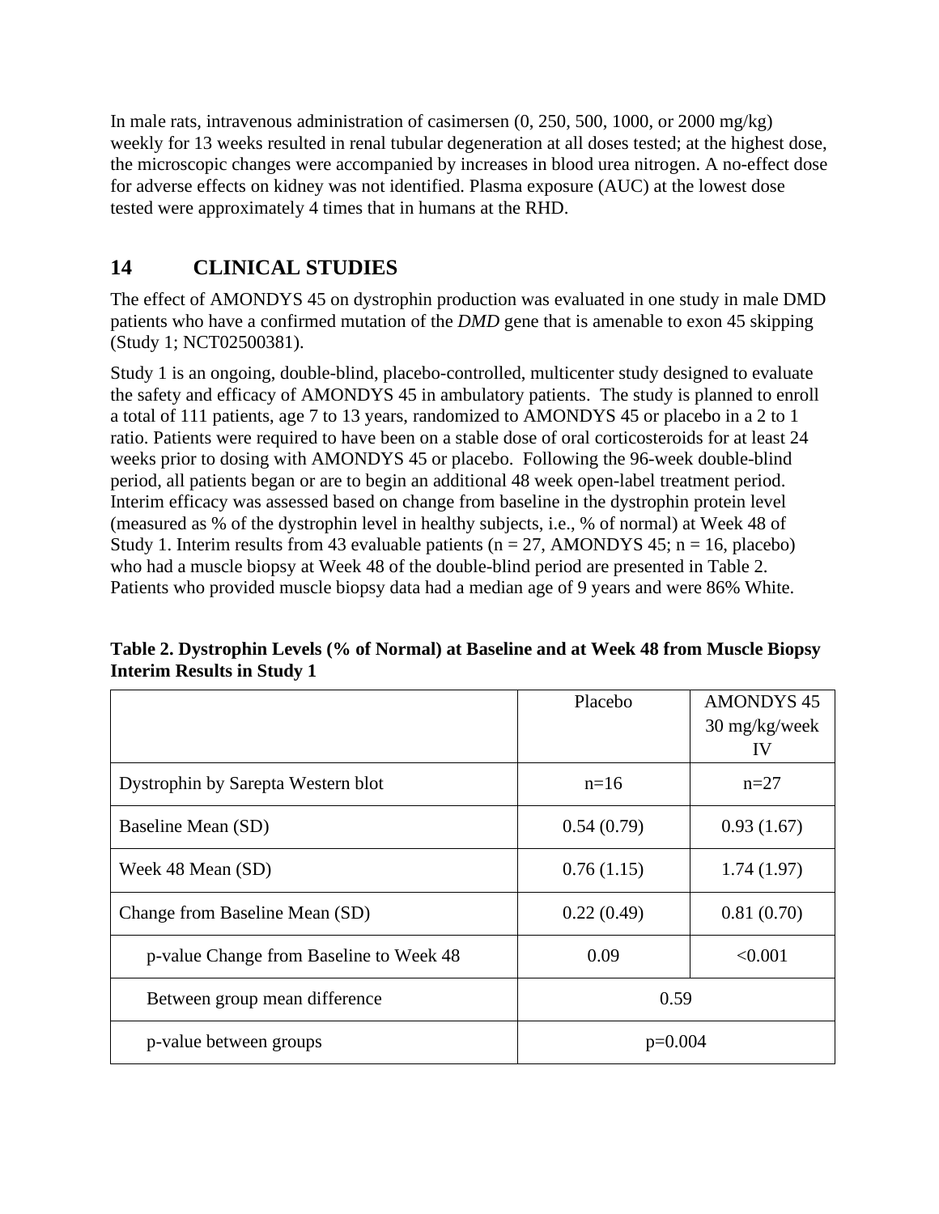In male rats, intravenous administration of casimersen (0, 250, 500, 1000, or 2000 mg/kg) weekly for 13 weeks resulted in renal tubular degeneration at all doses tested; at the highest dose, the microscopic changes were accompanied by increases in blood urea nitrogen. A no-effect dose for adverse effects on kidney was not identified. Plasma exposure (AUC) at the lowest dose tested were approximately 4 times that in humans at the RHD.

# 14 CLINICAL STUDIES

The effect of AMONDYS 45 on dystrophin production was evaluated in one study in male DMD patients who have a confirmed mutation of the *DMD* gene that is amenable to exon 45 skipping (Study 1; NCT02500381).

Study 1 is an ongoing, double-blind, placebo-controlled, multicenter study designed to evaluate the safety and efficacy of AMONDYS 45 in ambulatory patients. The study is planned to enroll a total of 111 patients, age 7 to 13 years, randomized to AMONDYS 45 or placebo in a 2 to 1 ratio. Patients were required to have been on a stable dose of oral corticosteroids for at least 24 weeks prior to dosing with AMONDYS 45 or placebo. Following the 96-week double-blind period, all patients began or are to begin an additional 48 week open-label treatment period. Interim efficacy was assessed based on change from baseline in the dystrophin protein level (measured as % of the dystrophin level in healthy subjects, i.e., % of normal) at Week 48 of Study 1. Interim results from 43 evaluable patients (n = 27, AMONDYS 45; n = 16, placebo) who had a muscle biopsy at Week 48 of the double-blind period are presented in Table 2. Patients who provided muscle biopsy data had a median age of 9 years and were 86% White.

**Table 2. Dystrophin Levels (% of Normal) at Baseline and at Week 48 from Muscle Biopsy Interim Results in Study 1**

| | Placebo | AMONDYS 45 30 mg/kg/week IV |
|---|---|---|
| Dystrophin by Sarepta Western blot | n=16 | n=27 |
| Baseline Mean (SD) | 0.54 (0.79) | 0.93 (1.67) |
| Week 48 Mean (SD) | 0.76 (1.15) | 1.74 (1.97) |
| Change from Baseline Mean (SD) | 0.22 (0.49) | 0.81 (0.70) |
| p-value Change from Baseline to Week 48 | 0.09 | <0.001 |
| Between group mean difference | 0.59 | |
| p-value between groups | p=0.004 | |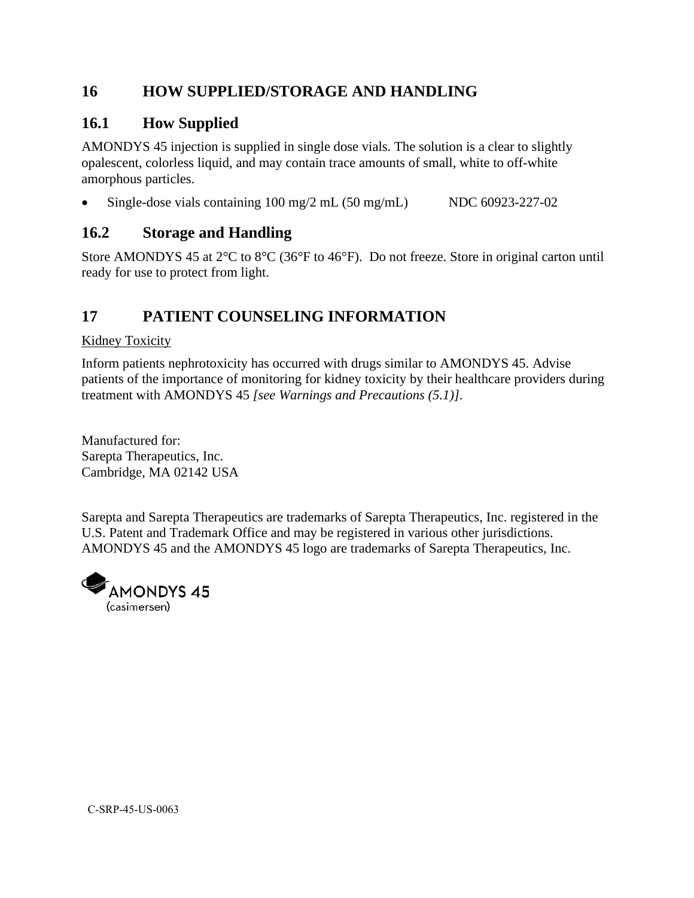## 16 HOW SUPPLIED/STORAGE AND HANDLING

### 16.1 How Supplied

AMONDYS 45 injection is supplied in single dose vials. The solution is a clear to slightly opalescent, colorless liquid, and may contain trace amounts of small, white to off-white amorphous particles.

- Single-dose vials containing 100 mg/2 mL (50 mg/mL) NDC 60923-227-02

### 16.2 Storage and Handling

Store AMONDYS 45 at 2°C to 8°C (36°F to 46°F). Do not freeze. Store in original carton until ready for use to protect from light.

## 17 PATIENT COUNSELING INFORMATION

Kidney Toxicity

Inform patients nephrotoxicity has occurred with drugs similar to AMONDYS 45. Advise patients of the importance of monitoring for kidney toxicity by their healthcare providers during treatment with AMONDYS 45 *[see Warnings and Precautions (5.1)]*.

Manufactured for:
Sarepta Therapeutics, Inc.
Cambridge, MA 02142 USA

Sarepta and Sarepta Therapeutics are trademarks of Sarepta Therapeutics, Inc. registered in the U.S. Patent and Trademark Office and may be registered in various other jurisdictions. AMONDYS 45 and the AMONDYS 45 logo are trademarks of Sarepta Therapeutics, Inc.

AMONDYS 45
(casimersen)

C-SRP-45-US-0063